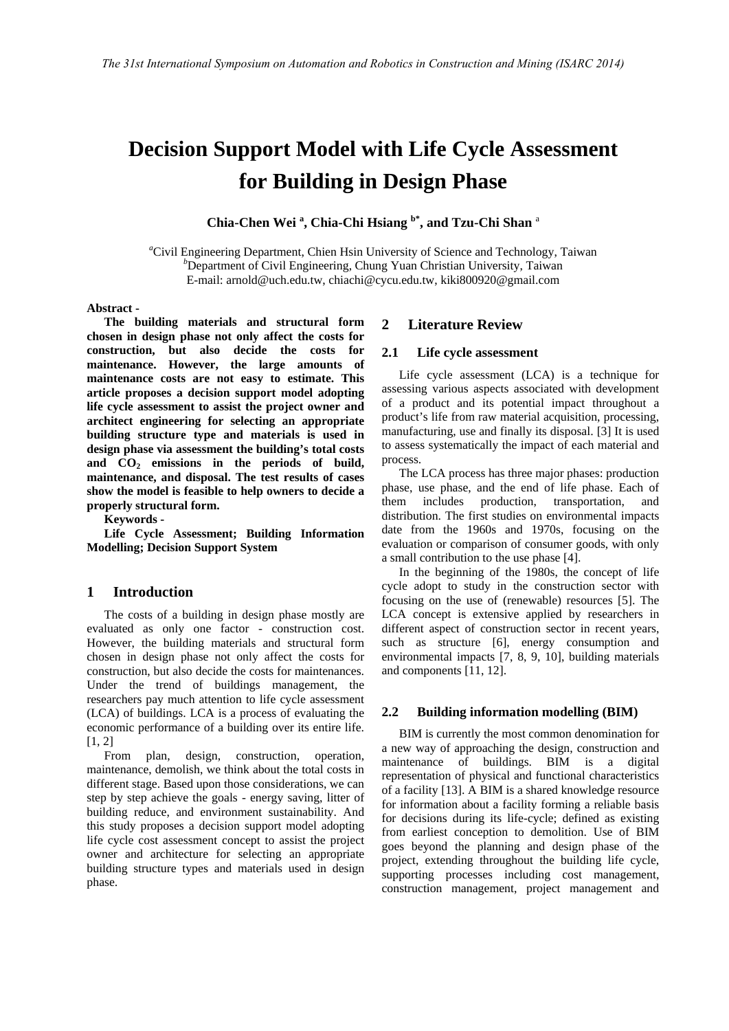# Decision Support Model with Life Cycle Assessment for Building in Design Phase

**Chia-Chen Wei [a], Chia-Chi Hsiang [b*], and Tzu-Chi Shan [a]**

[a]Civil Engineering Department, Chien Hsin University of Science and Technology, Taiwan
[b]Department of Civil Engineering, Chung Yuan Christian University, Taiwan
E-mail: arnold@uch.edu.tw, chiachi@cycu.edu.tw, kiki800920@gmail.com

**Abstract -**

**The building materials and structural form chosen in design phase not only affect the costs for construction, but also decide the costs for maintenance. However, the large amounts of maintenance costs are not easy to estimate. This article proposes a decision support model adopting life cycle assessment to assist the project owner and architect engineering for selecting an appropriate building structure type and materials is used in design phase via assessment the building's total costs and $CO_2$ emissions in the periods of build, maintenance, and disposal. The test results of cases show the model is feasible to help owners to decide a properly structural form.**

**Keywords -**

**Life Cycle Assessment; Building Information Modelling; Decision Support System**

## 1 Introduction

The costs of a building in design phase mostly are evaluated as only one factor - construction cost. However, the building materials and structural form chosen in design phase not only affect the costs for construction, but also decide the costs for maintenances. Under the trend of buildings management, the researchers pay much attention to life cycle assessment (LCA) of buildings. LCA is a process of evaluating the economic performance of a building over its entire life. [1, 2]

From plan, design, construction, operation, maintenance, demolish, we think about the total costs in different stage. Based upon those considerations, we can step by step achieve the goals - energy saving, litter of building reduce, and environment sustainability. And this study proposes a decision support model adopting life cycle cost assessment concept to assist the project owner and architecture for selecting an appropriate building structure types and materials used in design phase.

## 2 Literature Review

### 2.1 Life cycle assessment

Life cycle assessment (LCA) is a technique for assessing various aspects associated with development of a product and its potential impact throughout a product's life from raw material acquisition, processing, manufacturing, use and finally its disposal. [3] It is used to assess systematically the impact of each material and process.

The LCA process has three major phases: production phase, use phase, and the end of life phase. Each of them includes production, transportation, and distribution. The first studies on environmental impacts date from the 1960s and 1970s, focusing on the evaluation or comparison of consumer goods, with only a small contribution to the use phase [4].

In the beginning of the 1980s, the concept of life cycle adopt to study in the construction sector with focusing on the use of (renewable) resources [5]. The LCA concept is extensive applied by researchers in different aspect of construction sector in recent years, such as structure [6], energy consumption and environmental impacts [7, 8, 9, 10], building materials and components [11, 12].

### 2.2 Building information modelling (BIM)

BIM is currently the most common denomination for a new way of approaching the design, construction and maintenance of buildings. BIM is a digital representation of physical and functional characteristics of a facility [13]. A BIM is a shared knowledge resource for information about a facility forming a reliable basis for decisions during its life-cycle; defined as existing from earliest conception to demolition. Use of BIM goes beyond the planning and design phase of the project, extending throughout the building life cycle, supporting processes including cost management, construction management, project management and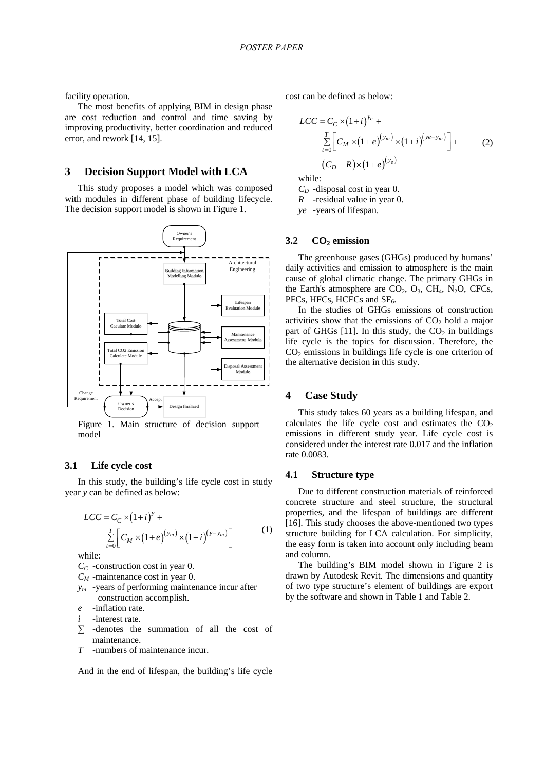facility operation.

The most benefits of applying BIM in design phase are cost reduction and control and time saving by improving productivity, better coordination and reduced error, and rework [14, 15].

## 3 Decision Support Model with LCA

This study proposes a model which was composed with modules in different phase of building lifecycle. The decision support model is shown in Figure 1.

Figure 1. Main structure of decision support model

### 3.1 Life cycle cost

In this study, the building's life cycle cost in study year *y* can be defined as below:

$$LCC = C_C \times (1+i)^{y} + \sum_{t=0}^{T} \left[ C_M \times (1+e)^{(y_m)} \times (1+i)^{(y-y_m)} \right] \tag{1}$$

while:

$C_C$ -construction cost in year 0.

$C_M$ -maintenance cost in year 0.

$y_m$ -years of performing maintenance incur after construction accomplish.

$e$ -inflation rate.

$i$ -interest rate.

$\sum$ -denotes the summation of all the cost of maintenance.

$T$ -numbers of maintenance incur.

And in the end of lifespan, the building's life cycle cost can be defined as below:

$$LCC = C_C \times (1+i)^{y_e} + \sum_{t=0}^{T} \left[ C_M \times (1+e)^{(y_m)} \times (1+i)^{(ye-y_m)} \right] + (C_D - R) \times (1+e)^{(y_e)} \tag{2}$$

while:

$C_D$ -disposal cost in year 0.

$R$ -residual value in year 0.

$ye$ -years of lifespan.

### 3.2 $CO_2$ emission

The greenhouse gases (GHGs) produced by humans' daily activities and emission to atmosphere is the main cause of global climatic change. The primary GHGs in the Earth's atmosphere are $CO_2$, $O_3$, $CH_4$, $N_2O$, CFCs, PFCs, HFCs, HCFCs and $SF_6$.

In the studies of GHGs emissions of construction activities show that the emissions of $CO_2$ hold a major part of GHGs [11]. In this study, the $CO_2$ in buildings life cycle is the topics for discussion. Therefore, the $CO_2$ emissions in buildings life cycle is one criterion of the alternative decision in this study.

## 4 Case Study

This study takes 60 years as a building lifespan, and calculates the life cycle cost and estimates the $CO_2$ emissions in different study year. Life cycle cost is considered under the interest rate 0.017 and the inflation rate 0.0083.

### 4.1 Structure type

Due to different construction materials of reinforced concrete structure and steel structure, the structural properties, and the lifespan of buildings are different [16]. This study chooses the above-mentioned two types structure building for LCA calculation. For simplicity, the easy form is taken into account only including beam and column.

The building's BIM model shown in Figure 2 is drawn by Autodesk Revit. The dimensions and quantity of two type structure's element of buildings are export by the software and shown in Table 1 and Table 2.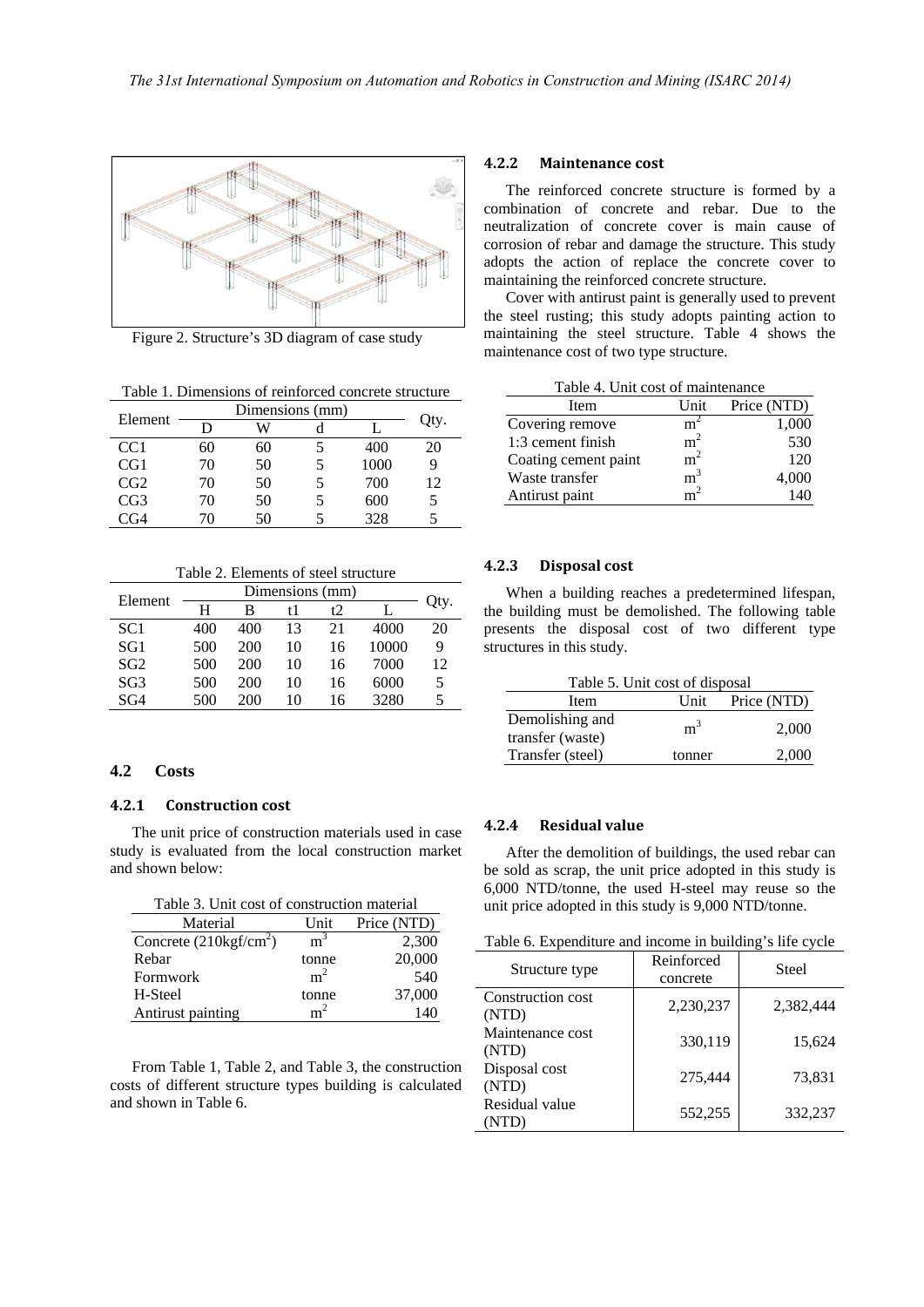Figure 2. Structure's 3D diagram of case study

Table 1. Dimensions of reinforced concrete structure

| Element | Dimensions (mm) | | | | Qty. |
|---|---|---|---|---|---|
| | D | W | d | L | |
| CC1 | 60 | 60 | 5 | 400 | 20 |
| CG1 | 70 | 50 | 5 | 1000 | 9 |
| CG2 | 70 | 50 | 5 | 700 | 12 |
| CG3 | 70 | 50 | 5 | 600 | 5 |
| CG4 | 70 | 50 | 5 | 328 | 5 |

Table 2. Elements of steel structure

| Element | Dimensions (mm) | | | | | Qty. |
|---|---|---|---|---|---|---|
| | H | B | t1 | t2 | L | |
| SC1 | 400 | 400 | 13 | 21 | 4000 | 20 |
| SG1 | 500 | 200 | 10 | 16 | 10000 | 9 |
| SG2 | 500 | 200 | 10 | 16 | 7000 | 12 |
| SG3 | 500 | 200 | 10 | 16 | 6000 | 5 |
| SG4 | 500 | 200 | 10 | 16 | 3280 | 5 |

### 4.2 Costs

#### 4.2.1 Construction cost

The unit price of construction materials used in case study is evaluated from the local construction market and shown below:

Table 3. Unit cost of construction material

| Material | Unit | Price (NTD) |
|---|---|---|
| Concrete (210kgf/cm$^2$) | m$^3$ | 2,300 |
| Rebar | tonne | 20,000 |
| Formwork | m$^2$ | 540 |
| H-Steel | tonne | 37,000 |
| Antirust painting | m$^2$ | 140 |

From Table 1, Table 2, and Table 3, the construction costs of different structure types building is calculated and shown in Table 6.

#### 4.2.2 Maintenance cost

The reinforced concrete structure is formed by a combination of concrete and rebar. Due to the neutralization of concrete cover is main cause of corrosion of rebar and damage the structure. This study adopts the action of replace the concrete cover to maintaining the reinforced concrete structure.

Cover with antirust paint is generally used to prevent the steel rusting; this study adopts painting action to maintaining the steel structure. Table 4 shows the maintenance cost of two type structure.

Table 4. Unit cost of maintenance

| Item | Unit | Price (NTD) |
|---|---|---|
| Covering remove | m$^2$ | 1,000 |
| 1:3 cement finish | m$^2$ | 530 |
| Coating cement paint | m$^2$ | 120 |
| Waste transfer | m$^3$ | 4,000 |
| Antirust paint | m$^2$ | 140 |

#### 4.2.3 Disposal cost

When a building reaches a predetermined lifespan, the building must be demolished. The following table presents the disposal cost of two different type structures in this study.

Table 5. Unit cost of disposal

| Item | Unit | Price (NTD) |
|---|---|---|
| Demolishing and transfer (waste) | m$^3$ | 2,000 |
| Transfer (steel) | tonner | 2,000 |

#### 4.2.4 Residual value

After the demolition of buildings, the used rebar can be sold as scrap, the unit price adopted in this study is 6,000 NTD/tonne, the used H-steel may reuse so the unit price adopted in this study is 9,000 NTD/tonne.

Table 6. Expenditure and income in building's life cycle

| Structure type | Reinforced concrete | Steel |
|---|---|---|
| Construction cost (NTD) | 2,230,237 | 2,382,444 |
| Maintenance cost (NTD) | 330,119 | 15,624 |
| Disposal cost (NTD) | 275,444 | 73,831 |
| Residual value (NTD) | 552,255 | 332,237 |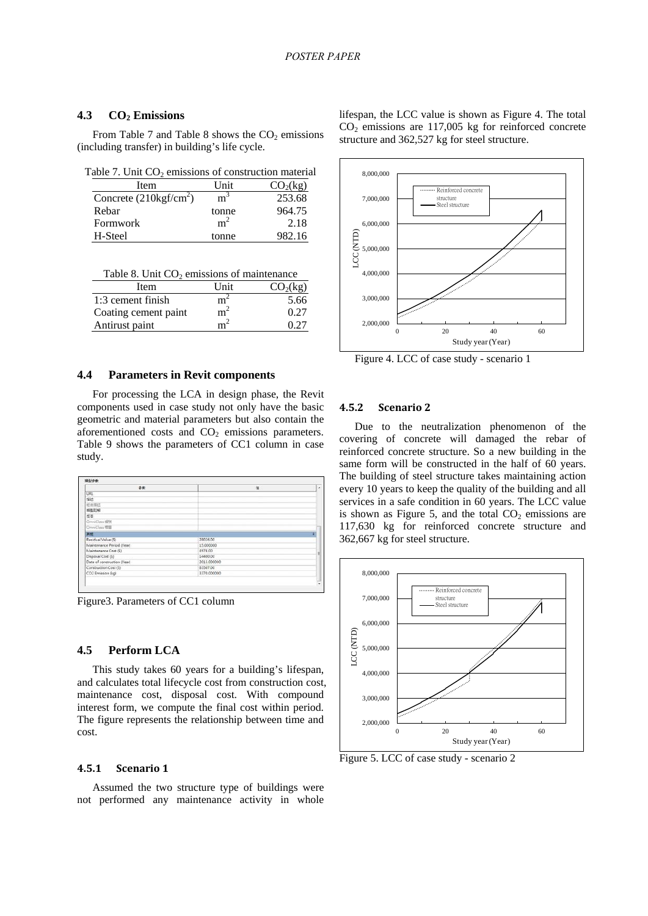### 4.3 $CO_2$ Emissions

From Table 7 and Table 8 shows the $CO_2$ emissions (including transfer) in building's life cycle.

Table 7. Unit $CO_2$ emissions of construction material

| Item | Unit | $CO_2$(kg) |
|---|---|---|
| Concrete (210kgf/cm$^2$) | m$^3$ | 253.68 |
| Rebar | tonne | 964.75 |
| Formwork | m$^2$ | 2.18 |
| H-Steel | tonne | 982.16 |

Table 8. Unit $CO_2$ emissions of maintenance

| Item | Unit | $CO_2$(kg) |
|---|---|---|
| 1:3 cement finish | m$^2$ | 5.66 |
| Coating cement paint | m$^2$ | 0.27 |
| Antirust paint | m$^2$ | 0.27 |

### 4.4 Parameters in Revit components

For processing the LCA in design phase, the Revit components used in case study not only have the basic geometric and material parameters but also contain the aforementioned costs and $CO_2$ emissions parameters. Table 9 shows the parameters of CC1 column in case study.

| 參數 | 值 |
|---|---|
| URL | |
| 描述 | |
| 組合描述 | |
| 組合代碼 | |
| 成本 | |
| OmniClass 編號 | |
| OmniClass 標題 | |
| 其他 | |
| Residual Value ($) | 28016.00 |
| Maintenance Period (Year) | 15.000000 |
| Maintenance Cost ($) | 4573.00 |
| Disposal Cost ($) | 14400.00 |
| Date of construction (Year) | 2011.000000 |
| Construction Cost ($) | 83367.00 |
| CO2 Emission (kg) | 3378.000000 |

Figure3. Parameters of CC1 column

### 4.5 Perform LCA

This study takes 60 years for a building's lifespan, and calculates total lifecycle cost from construction cost, maintenance cost, disposal cost. With compound interest form, we compute the final cost within period. The figure represents the relationship between time and cost.

#### 4.5.1 Scenario 1

Assumed the two structure type of buildings were not performed any maintenance activity in whole lifespan, the LCC value is shown as Figure 4. The total $CO_2$ emissions are 117,005 kg for reinforced concrete structure and 362,527 kg for steel structure.

Figure 4. LCC of case study - scenario 1

#### 4.5.2 Scenario 2

Due to the neutralization phenomenon of the covering of concrete will damaged the rebar of reinforced concrete structure. So a new building in the same form will be constructed in the half of 60 years. The building of steel structure takes maintaining action every 10 years to keep the quality of the building and all services in a safe condition in 60 years. The LCC value is shown as Figure 5, and the total $CO_2$ emissions are 117,630 kg for reinforced concrete structure and 362,667 kg for steel structure.

Figure 5. LCC of case study - scenario 2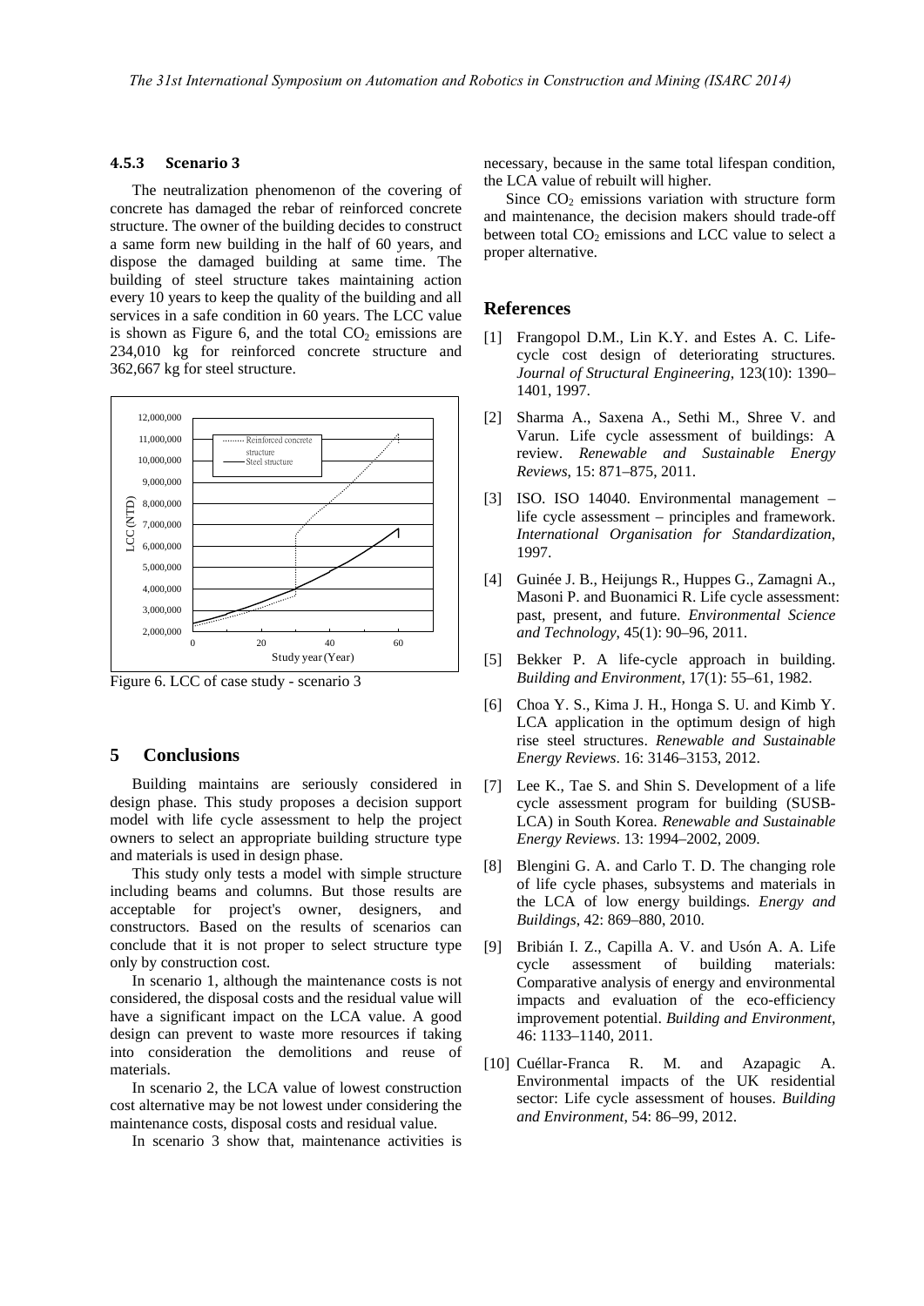#### 4.5.3 Scenario 3

The neutralization phenomenon of the covering of concrete has damaged the rebar of reinforced concrete structure. The owner of the building decides to construct a same form new building in the half of 60 years, and dispose the damaged building at same time. The building of steel structure takes maintaining action every 10 years to keep the quality of the building and all services in a safe condition in 60 years. The LCC value is shown as Figure 6, and the total $CO_2$ emissions are 234,010 kg for reinforced concrete structure and 362,667 kg for steel structure.

Figure 6. LCC of case study - scenario 3

## 5 Conclusions

Building maintains are seriously considered in design phase. This study proposes a decision support model with life cycle assessment to help the project owners to select an appropriate building structure type and materials is used in design phase.

This study only tests a model with simple structure including beams and columns. But those results are acceptable for project's owner, designers, and constructors. Based on the results of scenarios can conclude that it is not proper to select structure type only by construction cost.

In scenario 1, although the maintenance costs is not considered, the disposal costs and the residual value will have a significant impact on the LCA value. A good design can prevent to waste more resources if taking into consideration the demolitions and reuse of materials.

In scenario 2, the LCA value of lowest construction cost alternative may be not lowest under considering the maintenance costs, disposal costs and residual value.

In scenario 3 show that, maintenance activities is necessary, because in the same total lifespan condition, the LCA value of rebuilt will higher.

Since $CO_2$ emissions variation with structure form and maintenance, the decision makers should trade-off between total $CO_2$ emissions and LCC value to select a proper alternative.

## References

[1] Frangopol D.M., Lin K.Y. and Estes A. C. Life-cycle cost design of deteriorating structures. *Journal of Structural Engineering*, 123(10): 1390–1401, 1997.

[2] Sharma A., Saxena A., Sethi M., Shree V. and Varun. Life cycle assessment of buildings: A review. *Renewable and Sustainable Energy Reviews*, 15: 871–875, 2011.

[3] ISO. ISO 14040. Environmental management – life cycle assessment – principles and framework. *International Organisation for Standardization*, 1997.

[4] Guinée J. B., Heijungs R., Huppes G., Zamagni A., Masoni P. and Buonamici R. Life cycle assessment: past, present, and future. *Environmental Science and Technology*, 45(1): 90–96, 2011.

[5] Bekker P. A life-cycle approach in building. *Building and Environment*, 17(1): 55–61, 1982.

[6] Choa Y. S., Kima J. H., Honga S. U. and Kimb Y. LCA application in the optimum design of high rise steel structures. *Renewable and Sustainable Energy Reviews*. 16: 3146–3153, 2012.

[7] Lee K., Tae S. and Shin S. Development of a life cycle assessment program for building (SUSB-LCA) in South Korea. *Renewable and Sustainable Energy Reviews*. 13: 1994–2002, 2009.

[8] Blengini G. A. and Carlo T. D. The changing role of life cycle phases, subsystems and materials in the LCA of low energy buildings. *Energy and Buildings*, 42: 869–880, 2010.

[9] Bribián I. Z., Capilla A. V. and Usón A. A. Life cycle assessment of building materials: Comparative analysis of energy and environmental impacts and evaluation of the eco-efficiency improvement potential. *Building and Environment*, 46: 1133–1140, 2011.

[10] Cuéllar-Franca R. M. and Azapagic A. Environmental impacts of the UK residential sector: Life cycle assessment of houses. *Building and Environment*, 54: 86–99, 2012.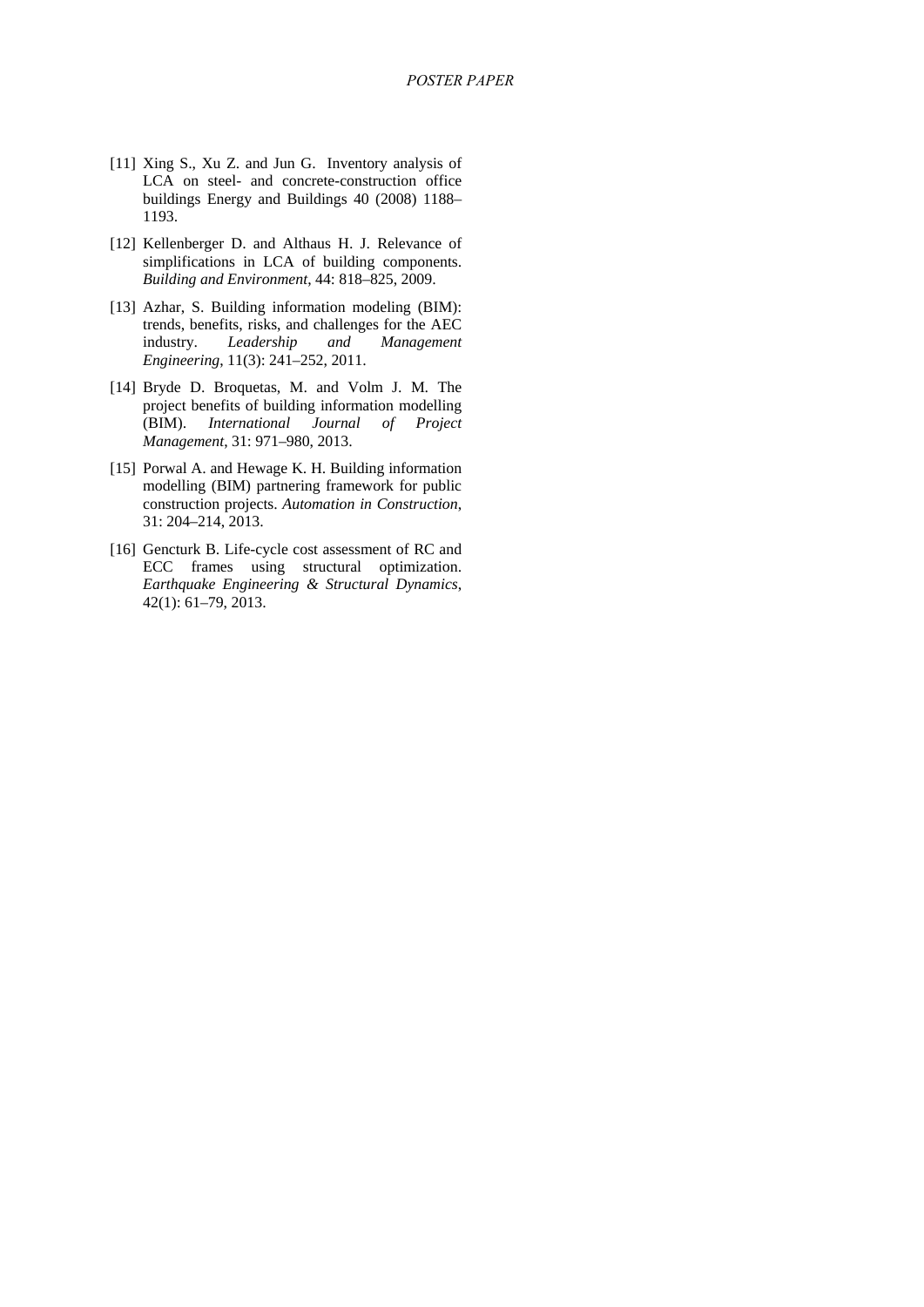[11] Xing S., Xu Z. and Jun G. Inventory analysis of LCA on steel- and concrete-construction office buildings Energy and Buildings 40 (2008) 1188–1193.

[12] Kellenberger D. and Althaus H. J. Relevance of simplifications in LCA of building components. *Building and Environment*, 44: 818–825, 2009.

[13] Azhar, S. Building information modeling (BIM): trends, benefits, risks, and challenges for the AEC industry. *Leadership and Management Engineering*, 11(3): 241–252, 2011.

[14] Bryde D. Broquetas, M. and Volm J. M. The project benefits of building information modelling (BIM). *International Journal of Project Management*, 31: 971–980, 2013.

[15] Porwal A. and Hewage K. H. Building information modelling (BIM) partnering framework for public construction projects. *Automation in Construction*, 31: 204–214, 2013.

[16] Gencturk B. Life-cycle cost assessment of RC and ECC frames using structural optimization. *Earthquake Engineering & Structural Dynamics*, 42(1): 61–79, 2013.